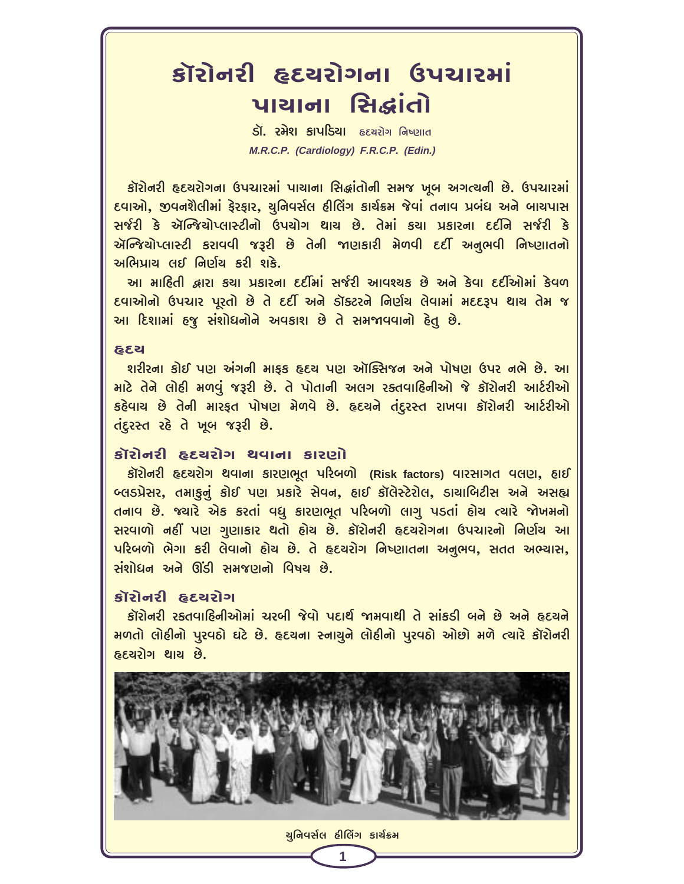# કૉરોનરી હૃદયરોગના ઉપચારમાં પાયાના સિદ્ધાંતો

**ડૉ. રમેશ કાપડિયા** હૃદયરોગ નિષ્ણાત
*M.R.C.P. (Cardiology) F.R.C.P. (Edin.)*

કૉરોનરી હૃદયરોગના ઉપચારમાં પાયાના સિદ્ધાંતોની સમજ ખૂબ અગત્યની છે. ઉપચારમાં દવાઓ, જીવનશૈલીમાં ફેરફાર, યુનિવર્સલ હીલિંગ કાર્યક્રમ જેવાં તનાવ પ્રબંધ અને બાયપાસ સર્જરી કે ઍન્જિયોપ્લાસ્ટીનો ઉપયોગ થાય છે. તેમાં કયા પ્રકારના દર્દીને સર્જરી કે ઍન્જિયોપ્લાસ્ટી કરાવવી જરૂરી છે તેની જાણકારી મેળવી દર્દી અનુભવી નિષ્ણાતનો અભિપ્રાય લઈ નિર્ણય કરી શકે.

આ માહિતી દ્વારા કયા પ્રકારના દર્દીમાં સર્જરી આવશ્યક છે અને કેવા દર્દીઓમાં કેવળ દવાઓનો ઉપચાર પૂરતો છે તે દર્દી અને ડૉક્ટરને નિર્ણય લેવામાં મદદરૂપ થાય તેમ જ આ દિશામાં હજુ સંશોધનોને અવકાશ છે તે સમજાવવાનો હેતુ છે.

### હૃદય

શરીરના કોઈ પણ અંગની માફક હૃદય પણ ઑક્સિજન અને પોષણ ઉપર નભે છે. આ માટે તેને લોહી મળવું જરૂરી છે. તે પોતાની અલગ રક્તવાહિનીઓ જે કૉરોનરી આર્ટરીઓ કહેવાય છે તેની મારફત પોષણ મેળવે છે. હૃદયને તંદુરસ્ત રાખવા કૉરોનરી આર્ટરીઓ તંદુરસ્ત રહે તે ખૂબ જરૂરી છે.

## કૉરોનરી હૃદયરોગ થવાના કારણો

કૉરોનરી હૃદયરોગ થવાના કારણભૂત પરિબળો **(Risk factors)** વારસાગત વલણ, હાઈ બ્લડપ્રેસર, તમાકુનું કોઈ પણ પ્રકારે સેવન, હાઈ કૉલેસ્ટેરોલ, ડાયાબિટીસ અને અસહ્ય તનાવ છે. જ્યારે એક કરતાં વધુ કારણભૂત પરિબળો લાગુ પડતાં હોય ત્યારે જોખમનો સરવાળો નહીં પણ ગુણાકાર થતો હોય છે. કૉરોનરી હૃદયરોગના ઉપચારનો નિર્ણય આ પરિબળો ભેગા કરી લેવાનો હોય છે. તે હૃદયરોગ નિષ્ણાતના અનુભવ, સતત અભ્યાસ, સંશોધન અને ઊંડી સમજણનો વિષય છે.

## કૉરોનરી હૃદયરોગ

કૉરોનરી રક્તવાહિનીઓમાં ચરબી જેવો પદાર્થ જામવાથી તે સાંકડી બને છે અને હૃદયને મળતો લોહીનો પુરવઠો ઘટે છે. હૃદયના સ્નાયુને લોહીનો પુરવઠો ઓછો મળે ત્યારે કૉરોનરી હૃદયરોગ થાય છે.

યુનિવર્સલ હીલિંગ કાર્યક્રમ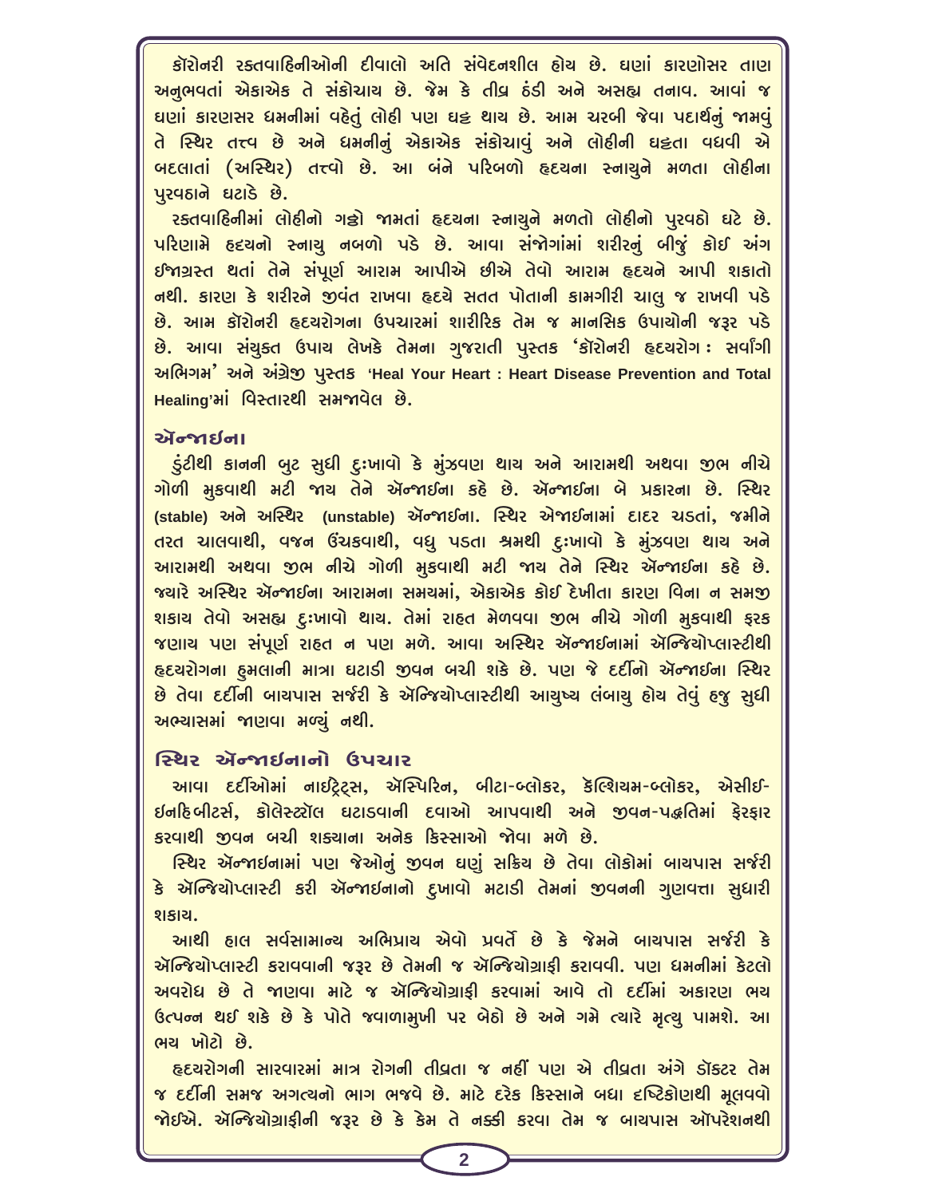કૉરોનરી રક્તવાહિનીઓની દીવાલો અતિ સંવેદનશીલ હોય છે. ઘણાં કારણોસર તાણ અનુભવતાં એકાએક તે સંકોચાય છે. જેમ કે તીવ્ર ઠંડી અને અસહ્ય તનાવ. આવાં જ ઘણાં કારણસર ધમનીમાં વહેતું લોહી પણ ઘટ્ટ થાય છે. આમ ચરબી જેવા પદાર્થનું જામવું તે સ્થિર તત્ત્વ છે અને ધમનીનું એકાએક સંકોચાવું અને લોહીની ઘટ્ટતા વધવી એ બદલાતાં (અસ્થિર) તત્ત્વો છે. આ બંને પરિબળો હૃદયના સ્નાયુને મળતા લોહીના પુરવઠાને ઘટાડે છે.

રક્તવાહિનીમાં લોહીનો ગઠ્ઠો જામતાં હૃદયના સ્નાયુને મળતો લોહીનો પુરવઠો ઘટે છે. પરિણામે હૃદયનો સ્નાયુ નબળો પડે છે. આવા સંજોગાંમાં શરીરનું બીજું કોઈ અંગ ઈજાગ્રસ્ત થતાં તેને સંપૂર્ણ આરામ આપીએ છીએ તેવો આરામ હૃદયને આપી શકાતો નથી. કારણ કે શરીરને જીવંત રાખવા હૃદયે સતત પોતાની કામગીરી ચાલુ જ રાખવી પડે છે. આમ કૉરોનરી હૃદયરોગના ઉપચારમાં શારીરિક તેમ જ માનસિક ઉપાયોની જરૂર પડે છે. આવા સંયુક્ત ઉપાય લેખકે તેમના ગુજરાતી પુસ્તક 'કૉરોનરી હૃદયરોગ : સર્વાંગી અભિગમ' અને અંગ્રેજી પુસ્તક **'Heal Your Heart : Heart Disease Prevention and Total Healing'**માં વિસ્તારથી સમજાવેલ છે.

## ઍન્જાઈના

ડુંટીથી કાનની બુટ સુધી દુઃખાવો કે મુંઝવણ થાય અને આરામથી અથવા જીભ નીચે ગોળી મુકવાથી મટી જાય તેને ઍન્જાઈના કહે છે. ઍન્જાઈના બે પ્રકારના છે. સ્થિર (stable) અને અસ્થિર (unstable) ઍન્જાઈના. સ્થિર એજાઈનામાં દાદર ચડતાં, જમીને તરત ચાલવાથી, વજન ઉંચકવાથી, વધુ પડતા શ્રમથી દુઃખાવો કે મુંઝવણ થાય અને આરામથી અથવા જીભ નીચે ગોળી મુકવાથી મટી જાય તેને સ્થિર ઍન્જાઈના કહે છે. જ્યારે અસ્થિર ઍન્જાઈના આરામના સમયમાં, એકાએક કોઈ દેખીતા કારણ વિના ન સમજી શકાય તેવો અસહ્ય દુઃખાવો થાય. તેમાં રાહત મેળવવા જીભ નીચે ગોળી મુકવાથી ફરક જણાય પણ સંપૂર્ણ રાહત ન પણ મળે. આવા અસ્થિર ઍન્જાઈનામાં ઍન્જિયોપ્લાસ્ટીથી હૃદયરોગના હુમલાની માત્રા ઘટાડી જીવન બચી શકે છે. પણ જે દર્દીનો ઍન્જાઈના સ્થિર છે તેવા દર્દીની બાયપાસ સર્જરી કે ઍન્જિયોપ્લાસ્ટીથી આયુષ્ય લંબાયુ હોય તેવું હજુ સુધી અભ્યાસમાં જાણવા મળ્યું નથી.

## સ્થિર ઍન્જાઈનાનો ઉપચાર

આવા દર્દીઓમાં નાઈટ્રેટ્સ, ઍસ્પિરિન, બીટા-બ્લોકર, કેલ્શિયમ-બ્લોકર, એસીઈ-ઈનહિબીટર્સ, કોલેસ્ટ્રૉલ ઘટાડવાની દવાઓ આપવાથી અને જીવન-પદ્ધતિમાં ફેરફાર કરવાથી જીવન બચી શક્યાના અનેક કિસ્સાઓ જોવા મળે છે.

સ્થિર ઍન્જાઈનામાં પણ જેઓનું જીવન ઘણું સક્રિય છે તેવા લોકોમાં બાયપાસ સર્જરી કે ઍન્જિયોપ્લાસ્ટી કરી ઍન્જાઈનાનો દુખાવો મટાડી તેમનાં જીવનની ગુણવત્તા સુધારી શકાય.

આથી હાલ સર્વસામાન્ય અભિપ્રાય એવો પ્રવર્તે છે કે જેમને બાયપાસ સર્જરી કે ઍન્જિયોપ્લાસ્ટી કરાવવાની જરૂર છે તેમની જ ઍન્જિયોગ્રાફી કરાવવી. પણ ધમનીમાં કેટલો અવરોધ છે તે જાણવા માટે જ ઍન્જિયોગ્રાફી કરવામાં આવે તો દર્દીમાં અકારણ ભય ઉત્પન્ન થઈ શકે છે કે પોતે જ્વાળામુખી પર બેઠો છે અને ગમે ત્યારે મૃત્યુ પામશે. આ ભય ખોટો છે.

હૃદયરોગની સારવારમાં માત્ર રોગની તીવ્રતા જ નહીં પણ એ તીવ્રતા અંગે ડૉક્ટર તેમ જ દર્દીની સમજ અગત્યનો ભાગ ભજવે છે. માટે દરેક કિસ્સાને બધા દૃષ્ટિકોણથી મૂલવવો જોઈએ. ઍન્જિયોગ્રાફીની જરૂર છે કે કેમ તે નક્કી કરવા તેમ જ બાયપાસ ઑપરેશનથી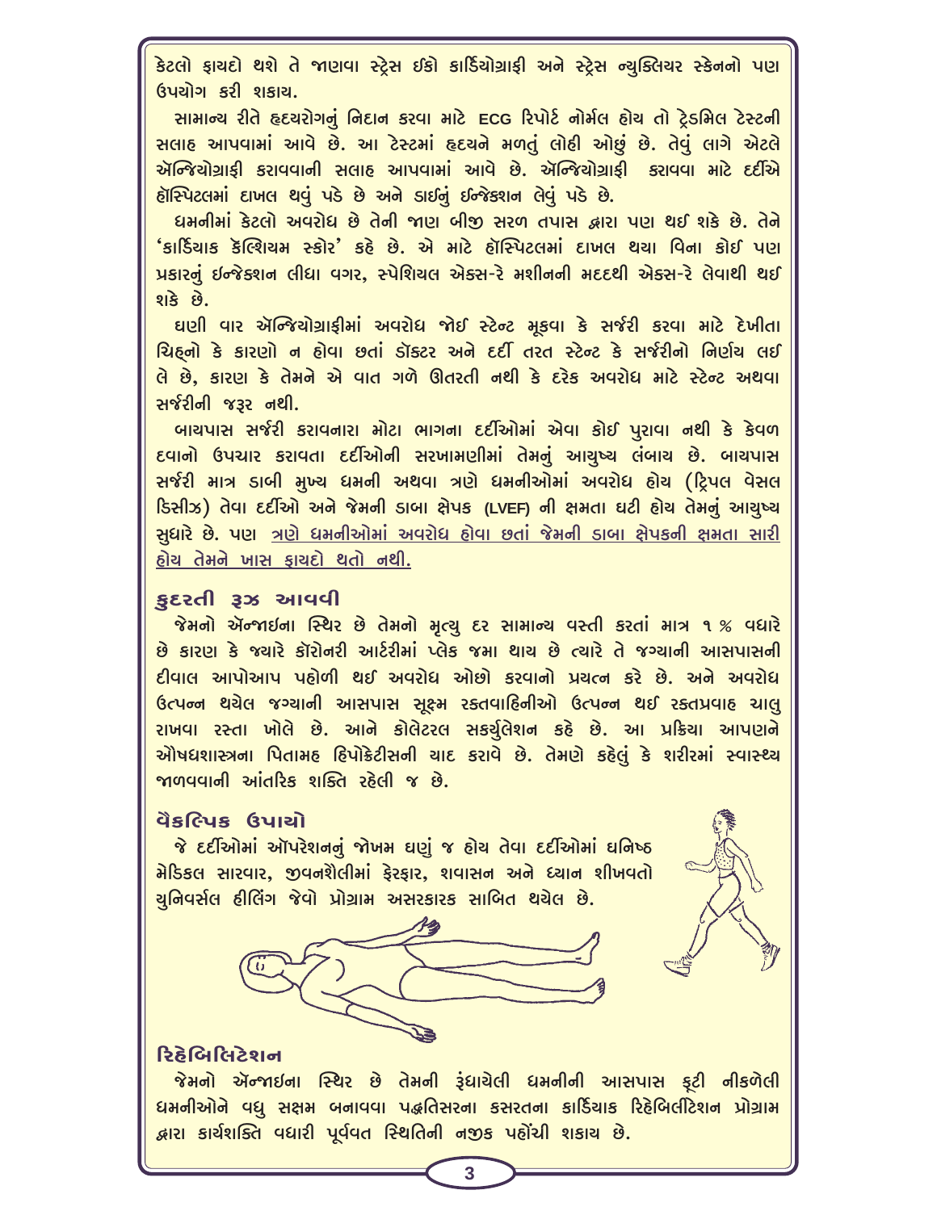કેટલો ફાયદો થશે તે જાણવા સ્ટ્રેસ ઈકો કાર્ડિયોગ્રાફી અને સ્ટ્રેસ ન્યુક્લિયર સ્કેનનો પણ ઉપયોગ કરી શકાય.

સામાન્ય રીતે હૃદયરોગનું નિદાન કરવા માટે ECG રિપોર્ટ નોર્મલ હોય તો ટ્રેડમિલ ટેસ્ટની સલાહ આપવામાં આવે છે. આ ટેસ્ટમાં હૃદયને મળતું લોહી ઓછું છે. તેવું લાગે એટલે ઍન્જિયોગ્રાફી કરાવવાની સલાહ આપવામાં આવે છે. ઍન્જિયોગ્રાફી કરાવવા માટે દર્દીએ હૉસ્પિટલમાં દાખલ થવું પડે છે અને ડાઈનું ઈન્જેક્શન લેવું પડે છે.

ધમનીમાં કેટલો અવરોધ છે તેની જાણ બીજી સરળ તપાસ દ્વારા પણ થઈ શકે છે. તેને 'કાર્ડિયાક કૅલ્શિયમ સ્કોર' કહે છે. એ માટે હૉસ્પિટલમાં દાખલ થયા વિના કોઈ પણ પ્રકારનું ઈન્જેક્શન લીધા વગર, સ્પેશિયલ એક્સ-રે મશીનની મદદથી એક્સ-રે લેવાથી થઈ શકે છે.

ઘણી વાર ઍન્જિયોગ્રાફીમાં અવરોધ જોઈ સ્ટેન્ટ મૂકવા કે સર્જરી કરવા માટે દેખીતા ચિહ્નો કે કારણો ન હોવા છતાં ડૉક્ટર અને દર્દી તરત સ્ટેન્ટ કે સર્જરીનો નિર્ણય લઈ લે છે, કારણ કે તેમને એ વાત ગળે ઊતરતી નથી કે દરેક અવરોધ માટે સ્ટેન્ટ અથવા સર્જરીની જરૂર નથી.

બાયપાસ સર્જરી કરાવનારા મોટા ભાગના દર્દીઓમાં એવા કોઈ પુરાવા નથી કે કેવળ દવાનો ઉપચાર કરાવતા દર્દીઓની સરખામણીમાં તેમનું આયુષ્ય લંબાય છે. બાયપાસ સર્જરી માત્ર ડાબી મુખ્ય ધમની અથવા ત્રણે ધમનીઓમાં અવરોધ હોય (ટ્રિપલ વેસલ ડિસીઝ) તેવા દર્દીઓ અને જેમની ડાબા ક્ષેપક (LVEF) ની ક્ષમતા ઘટી હોય તેમનું આયુષ્ય સુધારે છે. પણ <u>ત્રણે ધમનીઓમાં અવરોધ હોવા છતાં જેમની ડાબા ક્ષેપકની ક્ષમતા સારી હોય તેમને ખાસ ફાયદો થતો નથી.</u>

## કુદરતી રૂઝ આવવી

જેમનો ઍન્જાઈના સ્થિર છે તેમનો મૃત્યુ દર સામાન્ય વસ્તી કરતાં માત્ર ૧ % વધારે છે કારણ કે જ્યારે કૉરોનરી આર્ટરીમાં પ્લેક જમા થાય છે ત્યારે તે જગ્યાની આસપાસની દીવાલ આપોઆપ પહોળી થઈ અવરોધ ઓછો કરવાનો પ્રયત્ન કરે છે. અને અવરોધ ઉત્પન્ન થયેલ જગ્યાની આસપાસ સૂક્ષ્મ રક્તવાહિનીઓ ઉત્પન્ન થઈ રક્તપ્રવાહ ચાલુ રાખવા રસ્તા ખોલે છે. આને કોલેટરલ સર્ક્યુલેશન કહે છે. આ પ્રક્રિયા આપણને ઔષધશાસ્ત્રના પિતામહ હિપોક્રેટીસની યાદ કરાવે છે. તેમણે કહેલું કે શરીરમાં સ્વાસ્થ્ય જાળવવાની આંતરિક શક્તિ રહેલી જ છે.

## વૈકલ્પિક ઉપાયો

જે દર્દીઓમાં ઑપરેશનનું જોખમ ઘણું જ હોય તેવા દર્દીઓમાં ઘનિષ્ઠ મેડિકલ સારવાર, જીવનશૈલીમાં ફેરફાર, શવાસન અને ધ્યાન શીખવતો યુનિવર્સલ હીલિંગ જેવો પ્રોગ્રામ અસરકારક સાબિત થયેલ છે.

## રિહેબિલિટેશન

જેમનો ઍન્જાઈના સ્થિર છે તેમની રૂંધાયેલી ધમનીની આસપાસ ફૂટી નીકળેલી ધમનીઓને વધુ સક્ષમ બનાવવા પદ્ધતિસરના કસરતના કાર્ડિયાક રિહેબિલીટિશન પ્રોગ્રામ દ્વારા કાર્યશક્તિ વધારી પૂર્વવત સ્થિતિની નજીક પહોંચી શકાય છે.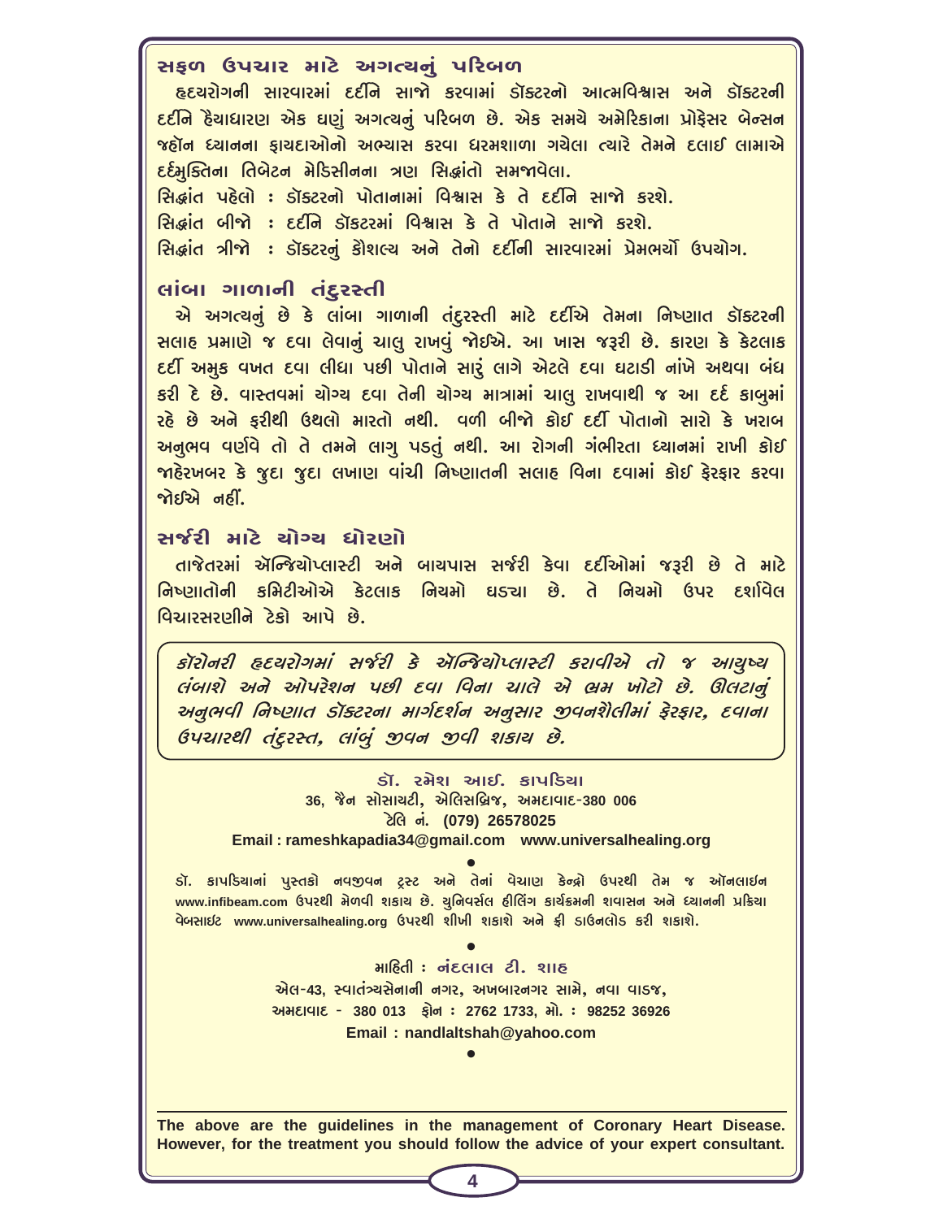## સફળ ઉપચાર માટે અગત્યનું પરિબળ

હૃદયરોગની સારવારમાં દર્દીને સાજો કરવામાં ડૉક્ટરનો આત્મવિશ્વાસ અને ડૉક્ટરની દર્દીને હૈયાધારણ એક ઘણું અગત્યનું પરિબળ છે. એક સમયે અમેરિકાના પ્રોફેસર બેન્સન જહૉન ધ્યાનના ફાયદાઓનો અભ્યાસ કરવા ધરમશાળા ગયેલા ત્યારે તેમને દલાઈ લામાએ દર્દમુક્તિના તિબેટન મેડિસીનના ત્રણ સિદ્ધાંતો સમજાવેલા.

સિદ્ધાંત પહેલો : ડૉક્ટરનો પોતાનામાં વિશ્વાસ કે તે દર્દીને સાજો કરશે.

સિદ્ધાંત બીજો : દર્દીને ડૉક્ટરમાં વિશ્વાસ કે તે પોતાને સાજો કરશે.

સિદ્ધાંત ત્રીજો : ડૉક્ટરનું કૌશલ્ય અને તેનો દર્દીની સારવારમાં પ્રેમભર્યો ઉપયોગ.

## લાંબા ગાળાની તંદુરસ્તી

એ અગત્યનું છે કે લાંબા ગાળાની તંદુરસ્તી માટે દર્દીએ તેમના નિષ્ણાત ડૉક્ટરની સલાહ પ્રમાણે જ દવા લેવાનું ચાલુ રાખવું જોઈએ. આ ખાસ જરૂરી છે. કારણ કે કેટલાક દર્દી અમુક વખત દવા લીધા પછી પોતાને સારું લાગે એટલે દવા ઘટાડી નાંખે અથવા બંધ કરી દે છે. વાસ્તવમાં યોગ્ય દવા તેની યોગ્ય માત્રામાં ચાલુ રાખવાથી જ આ દર્દ કાબુમાં રહે છે અને ફરીથી ઉથલો મારતો નથી. વળી બીજો કોઈ દર્દી પોતાનો સારો કે ખરાબ અનુભવ વર્ણવે તો તે તમને લાગુ પડતું નથી. આ રોગની ગંભીરતા ધ્યાનમાં રાખી કોઈ જાહેરખબર કે જુદા જુદા લખાણ વાંચી નિષ્ણાતની સલાહ વિના દવામાં કોઈ ફેરફાર કરવા જોઈએ નહીં.

## સર્જરી માટે યોગ્ય ધોરણો

તાજેતરમાં ઍન્જિયોપ્લાસ્ટી અને બાયપાસ સર્જરી કેવા દર્દીઓમાં જરૂરી છે તે માટે નિષ્ણાતોની કમિટીઓએ કેટલાક નિયમો ઘડ્યા છે. તે નિયમો ઉપર દર્શાવેલ વિચારસરણીને ટેકો આપે છે.

*કૉરોનરી હૃદયરોગમાં સર્જરી કે ઍન્જિયોપ્લાસ્ટી કરાવીએ તો જ આયુષ્ય લંબાશે અને ઓપરેશન પછી દવા વિના ચાલે એ ભ્રમ ખોટો છે. ઊલટાનું અનુભવી નિષ્ણાત ડૉક્ટરના માર્ગદર્શન અનુસાર જીવનશૈલીમાં ફેરફાર, દવાના ઉપચારથી તંદુરસ્ત, લાંબું જીવન જીવી શકાય છે.*

**ડૉ. રમેશ આઈ. કાપડિયા**
36, જૈન સોસાયટી, એલિસબ્રિજ, અમદાવાદ-380 006
ટેલિ નં. (079) 26578025
**Email : rameshkapadia34@gmail.com www.universalhealing.org**

•

ડૉ. કાપડિયાનાં પુસ્તકો નવજીવન ટ્રસ્ટ અને તેનાં વેચાણ કેન્દ્રો ઉપરથી તેમ જ ઑનલાઇન www.infibeam.com ઉપરથી મેળવી શકાય છે. યુનિવર્સલ હીલિંગ કાર્યક્રમની શવાસન અને ધ્યાનની પ્રક્રિયા વેબસાઇટ www.universalhealing.org ઉપરથી શીખી શકાશે અને ફ્રી ડાઉનલોડ કરી શકાશે.

•

માહિતી : **નંદલાલ ટી. શાહ**
એલ-43, સ્વાતંત્ર્યસેનાની નગર, અખબારનગર સામે, નવા વાડજ,
અમદાવાદ - 380 013 ફોન : 2762 1733, મો. : 98252 36926
**Email : nandlaltshah@yahoo.com**

•

---

**The above are the guidelines in the management of Coronary Heart Disease. However, for the treatment you should follow the advice of your expert consultant.**